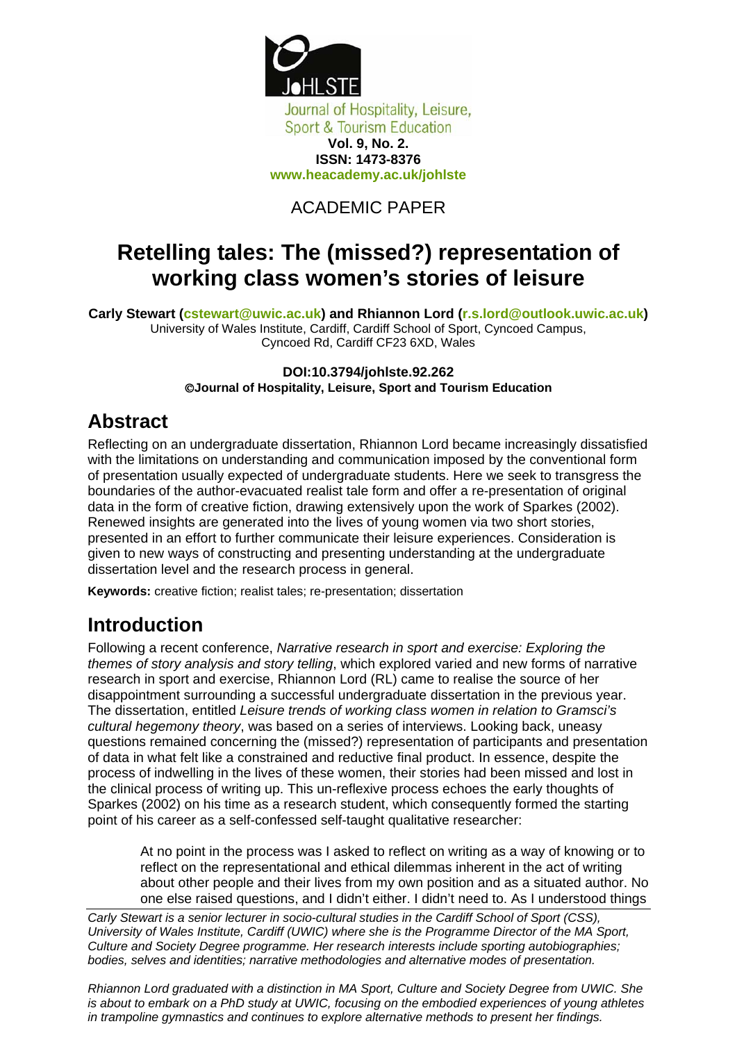Journal of Hospitality, Leisure, Sport & Tourism Education

**Vol. 9, No. 2.**
**ISSN: 1473-8376**
**www.heacademy.ac.uk/johlste**

ACADEMIC PAPER

# Retelling tales: The (missed?) representation of working class women's stories of leisure

**Carly Stewart (cstewart@uwic.ac.uk) and Rhiannon Lord (r.s.lord@outlook.uwic.ac.uk)**
University of Wales Institute, Cardiff, Cardiff School of Sport, Cyncoed Campus, Cyncoed Rd, Cardiff CF23 6XD, Wales

**DOI:10.3794/johlste.92.262**
**©Journal of Hospitality, Leisure, Sport and Tourism Education**

## Abstract

Reflecting on an undergraduate dissertation, Rhiannon Lord became increasingly dissatisfied with the limitations on understanding and communication imposed by the conventional form of presentation usually expected of undergraduate students. Here we seek to transgress the boundaries of the author-evacuated realist tale form and offer a re-presentation of original data in the form of creative fiction, drawing extensively upon the work of Sparkes (2002). Renewed insights are generated into the lives of young women via two short stories, presented in an effort to further communicate their leisure experiences. Consideration is given to new ways of constructing and presenting understanding at the undergraduate dissertation level and the research process in general.

**Keywords:** creative fiction; realist tales; re-presentation; dissertation

## Introduction

Following a recent conference, *Narrative research in sport and exercise: Exploring the themes of story analysis and story telling*, which explored varied and new forms of narrative research in sport and exercise, Rhiannon Lord (RL) came to realise the source of her disappointment surrounding a successful undergraduate dissertation in the previous year. The dissertation, entitled *Leisure trends of working class women in relation to Gramsci's cultural hegemony theory*, was based on a series of interviews. Looking back, uneasy questions remained concerning the (missed?) representation of participants and presentation of data in what felt like a constrained and reductive final product. In essence, despite the process of indwelling in the lives of these women, their stories had been missed and lost in the clinical process of writing up. This un-reflexive process echoes the early thoughts of Sparkes (2002) on his time as a research student, which consequently formed the starting point of his career as a self-confessed self-taught qualitative researcher:

> At no point in the process was I asked to reflect on writing as a way of knowing or to reflect on the representational and ethical dilemmas inherent in the act of writing about other people and their lives from my own position and as a situated author. No one else raised questions, and I didn't either. I didn't need to. As I understood things

*Carly Stewart is a senior lecturer in socio-cultural studies in the Cardiff School of Sport (CSS), University of Wales Institute, Cardiff (UWIC) where she is the Programme Director of the MA Sport, Culture and Society Degree programme. Her research interests include sporting autobiographies; bodies, selves and identities; narrative methodologies and alternative modes of presentation.*

*Rhiannon Lord graduated with a distinction in MA Sport, Culture and Society Degree from UWIC. She is about to embark on a PhD study at UWIC, focusing on the embodied experiences of young athletes in trampoline gymnastics and continues to explore alternative methods to present her findings.*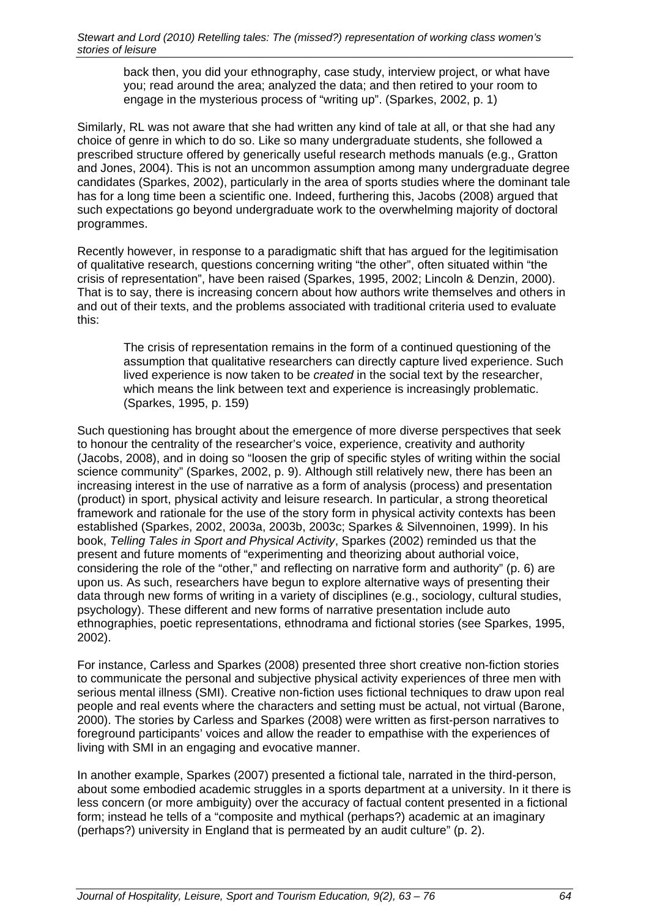> back then, you did your ethnography, case study, interview project, or what have you; read around the area; analyzed the data; and then retired to your room to engage in the mysterious process of "writing up". (Sparkes, 2002, p. 1)

Similarly, RL was not aware that she had written any kind of tale at all, or that she had any choice of genre in which to do so. Like so many undergraduate students, she followed a prescribed structure offered by generically useful research methods manuals (e.g., Gratton and Jones, 2004). This is not an uncommon assumption among many undergraduate degree candidates (Sparkes, 2002), particularly in the area of sports studies where the dominant tale has for a long time been a scientific one. Indeed, furthering this, Jacobs (2008) argued that such expectations go beyond undergraduate work to the overwhelming majority of doctoral programmes.

Recently however, in response to a paradigmatic shift that has argued for the legitimisation of qualitative research, questions concerning writing "the other", often situated within "the crisis of representation", have been raised (Sparkes, 1995, 2002; Lincoln & Denzin, 2000). That is to say, there is increasing concern about how authors write themselves and others in and out of their texts, and the problems associated with traditional criteria used to evaluate this:

> The crisis of representation remains in the form of a continued questioning of the assumption that qualitative researchers can directly capture lived experience. Such lived experience is now taken to be *created* in the social text by the researcher, which means the link between text and experience is increasingly problematic. (Sparkes, 1995, p. 159)

Such questioning has brought about the emergence of more diverse perspectives that seek to honour the centrality of the researcher's voice, experience, creativity and authority (Jacobs, 2008), and in doing so "loosen the grip of specific styles of writing within the social science community" (Sparkes, 2002, p. 9). Although still relatively new, there has been an increasing interest in the use of narrative as a form of analysis (process) and presentation (product) in sport, physical activity and leisure research. In particular, a strong theoretical framework and rationale for the use of the story form in physical activity contexts has been established (Sparkes, 2002, 2003a, 2003b, 2003c; Sparkes & Silvennoinen, 1999). In his book, *Telling Tales in Sport and Physical Activity*, Sparkes (2002) reminded us that the present and future moments of "experimenting and theorizing about authorial voice, considering the role of the "other," and reflecting on narrative form and authority" (p. 6) are upon us. As such, researchers have begun to explore alternative ways of presenting their data through new forms of writing in a variety of disciplines (e.g., sociology, cultural studies, psychology). These different and new forms of narrative presentation include auto ethnographies, poetic representations, ethnodrama and fictional stories (see Sparkes, 1995, 2002).

For instance, Carless and Sparkes (2008) presented three short creative non-fiction stories to communicate the personal and subjective physical activity experiences of three men with serious mental illness (SMI). Creative non-fiction uses fictional techniques to draw upon real people and real events where the characters and setting must be actual, not virtual (Barone, 2000). The stories by Carless and Sparkes (2008) were written as first-person narratives to foreground participants' voices and allow the reader to empathise with the experiences of living with SMI in an engaging and evocative manner.

In another example, Sparkes (2007) presented a fictional tale, narrated in the third-person, about some embodied academic struggles in a sports department at a university. In it there is less concern (or more ambiguity) over the accuracy of factual content presented in a fictional form; instead he tells of a "composite and mythical (perhaps?) academic at an imaginary (perhaps?) university in England that is permeated by an audit culture" (p. 2).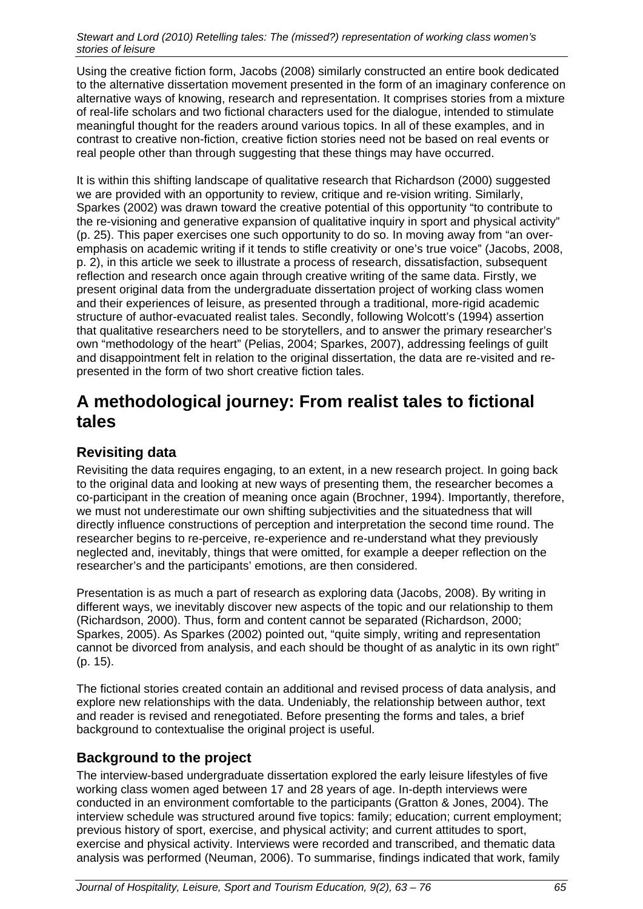Using the creative fiction form, Jacobs (2008) similarly constructed an entire book dedicated to the alternative dissertation movement presented in the form of an imaginary conference on alternative ways of knowing, research and representation. It comprises stories from a mixture of real-life scholars and two fictional characters used for the dialogue, intended to stimulate meaningful thought for the readers around various topics. In all of these examples, and in contrast to creative non-fiction, creative fiction stories need not be based on real events or real people other than through suggesting that these things may have occurred.

It is within this shifting landscape of qualitative research that Richardson (2000) suggested we are provided with an opportunity to review, critique and re-vision writing. Similarly, Sparkes (2002) was drawn toward the creative potential of this opportunity "to contribute to the re-visioning and generative expansion of qualitative inquiry in sport and physical activity" (p. 25). This paper exercises one such opportunity to do so. In moving away from "an over-emphasis on academic writing if it tends to stifle creativity or one's true voice" (Jacobs, 2008, p. 2), in this article we seek to illustrate a process of research, dissatisfaction, subsequent reflection and research once again through creative writing of the same data. Firstly, we present original data from the undergraduate dissertation project of working class women and their experiences of leisure, as presented through a traditional, more-rigid academic structure of author-evacuated realist tales. Secondly, following Wolcott's (1994) assertion that qualitative researchers need to be storytellers, and to answer the primary researcher's own "methodology of the heart" (Pelias, 2004; Sparkes, 2007), addressing feelings of guilt and disappointment felt in relation to the original dissertation, the data are re-visited and re-presented in the form of two short creative fiction tales.

# A methodological journey: From realist tales to fictional tales

## Revisiting data

Revisiting the data requires engaging, to an extent, in a new research project. In going back to the original data and looking at new ways of presenting them, the researcher becomes a co-participant in the creation of meaning once again (Brochner, 1994). Importantly, therefore, we must not underestimate our own shifting subjectivities and the situatedness that will directly influence constructions of perception and interpretation the second time round. The researcher begins to re-perceive, re-experience and re-understand what they previously neglected and, inevitably, things that were omitted, for example a deeper reflection on the researcher's and the participants' emotions, are then considered.

Presentation is as much a part of research as exploring data (Jacobs, 2008). By writing in different ways, we inevitably discover new aspects of the topic and our relationship to them (Richardson, 2000). Thus, form and content cannot be separated (Richardson, 2000; Sparkes, 2005). As Sparkes (2002) pointed out, "quite simply, writing and representation cannot be divorced from analysis, and each should be thought of as analytic in its own right" (p. 15).

The fictional stories created contain an additional and revised process of data analysis, and explore new relationships with the data. Undeniably, the relationship between author, text and reader is revised and renegotiated. Before presenting the forms and tales, a brief background to contextualise the original project is useful.

## Background to the project

The interview-based undergraduate dissertation explored the early leisure lifestyles of five working class women aged between 17 and 28 years of age. In-depth interviews were conducted in an environment comfortable to the participants (Gratton & Jones, 2004). The interview schedule was structured around five topics: family; education; current employment; previous history of sport, exercise, and physical activity; and current attitudes to sport, exercise and physical activity. Interviews were recorded and transcribed, and thematic data analysis was performed (Neuman, 2006). To summarise, findings indicated that work, family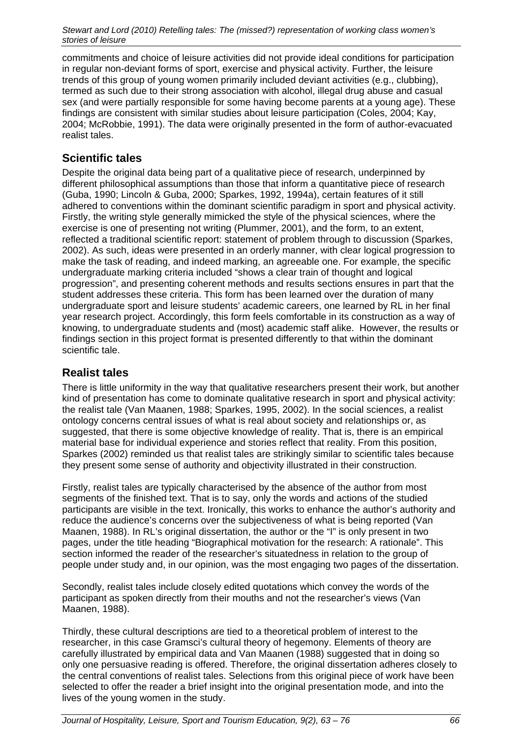commitments and choice of leisure activities did not provide ideal conditions for participation in regular non-deviant forms of sport, exercise and physical activity. Further, the leisure trends of this group of young women primarily included deviant activities (e.g., clubbing), termed as such due to their strong association with alcohol, illegal drug abuse and casual sex (and were partially responsible for some having become parents at a young age). These findings are consistent with similar studies about leisure participation (Coles, 2004; Kay, 2004; McRobbie, 1991). The data were originally presented in the form of author-evacuated realist tales.

## Scientific tales

Despite the original data being part of a qualitative piece of research, underpinned by different philosophical assumptions than those that inform a quantitative piece of research (Guba, 1990; Lincoln & Guba, 2000; Sparkes, 1992, 1994a), certain features of it still adhered to conventions within the dominant scientific paradigm in sport and physical activity. Firstly, the writing style generally mimicked the style of the physical sciences, where the exercise is one of presenting not writing (Plummer, 2001), and the form, to an extent, reflected a traditional scientific report: statement of problem through to discussion (Sparkes, 2002). As such, ideas were presented in an orderly manner, with clear logical progression to make the task of reading, and indeed marking, an agreeable one. For example, the specific undergraduate marking criteria included "shows a clear train of thought and logical progression", and presenting coherent methods and results sections ensures in part that the student addresses these criteria. This form has been learned over the duration of many undergraduate sport and leisure students' academic careers, one learned by RL in her final year research project. Accordingly, this form feels comfortable in its construction as a way of knowing, to undergraduate students and (most) academic staff alike. However, the results or findings section in this project format is presented differently to that within the dominant scientific tale.

## Realist tales

There is little uniformity in the way that qualitative researchers present their work, but another kind of presentation has come to dominate qualitative research in sport and physical activity: the realist tale (Van Maanen, 1988; Sparkes, 1995, 2002). In the social sciences, a realist ontology concerns central issues of what is real about society and relationships or, as suggested, that there is some objective knowledge of reality. That is, there is an empirical material base for individual experience and stories reflect that reality. From this position, Sparkes (2002) reminded us that realist tales are strikingly similar to scientific tales because they present some sense of authority and objectivity illustrated in their construction.

Firstly, realist tales are typically characterised by the absence of the author from most segments of the finished text. That is to say, only the words and actions of the studied participants are visible in the text. Ironically, this works to enhance the author's authority and reduce the audience's concerns over the subjectiveness of what is being reported (Van Maanen, 1988). In RL's original dissertation, the author or the "I" is only present in two pages, under the title heading "Biographical motivation for the research: A rationale". This section informed the reader of the researcher's situatedness in relation to the group of people under study and, in our opinion, was the most engaging two pages of the dissertation.

Secondly, realist tales include closely edited quotations which convey the words of the participant as spoken directly from their mouths and not the researcher's views (Van Maanen, 1988).

Thirdly, these cultural descriptions are tied to a theoretical problem of interest to the researcher, in this case Gramsci's cultural theory of hegemony. Elements of theory are carefully illustrated by empirical data and Van Maanen (1988) suggested that in doing so only one persuasive reading is offered. Therefore, the original dissertation adheres closely to the central conventions of realist tales. Selections from this original piece of work have been selected to offer the reader a brief insight into the original presentation mode, and into the lives of the young women in the study.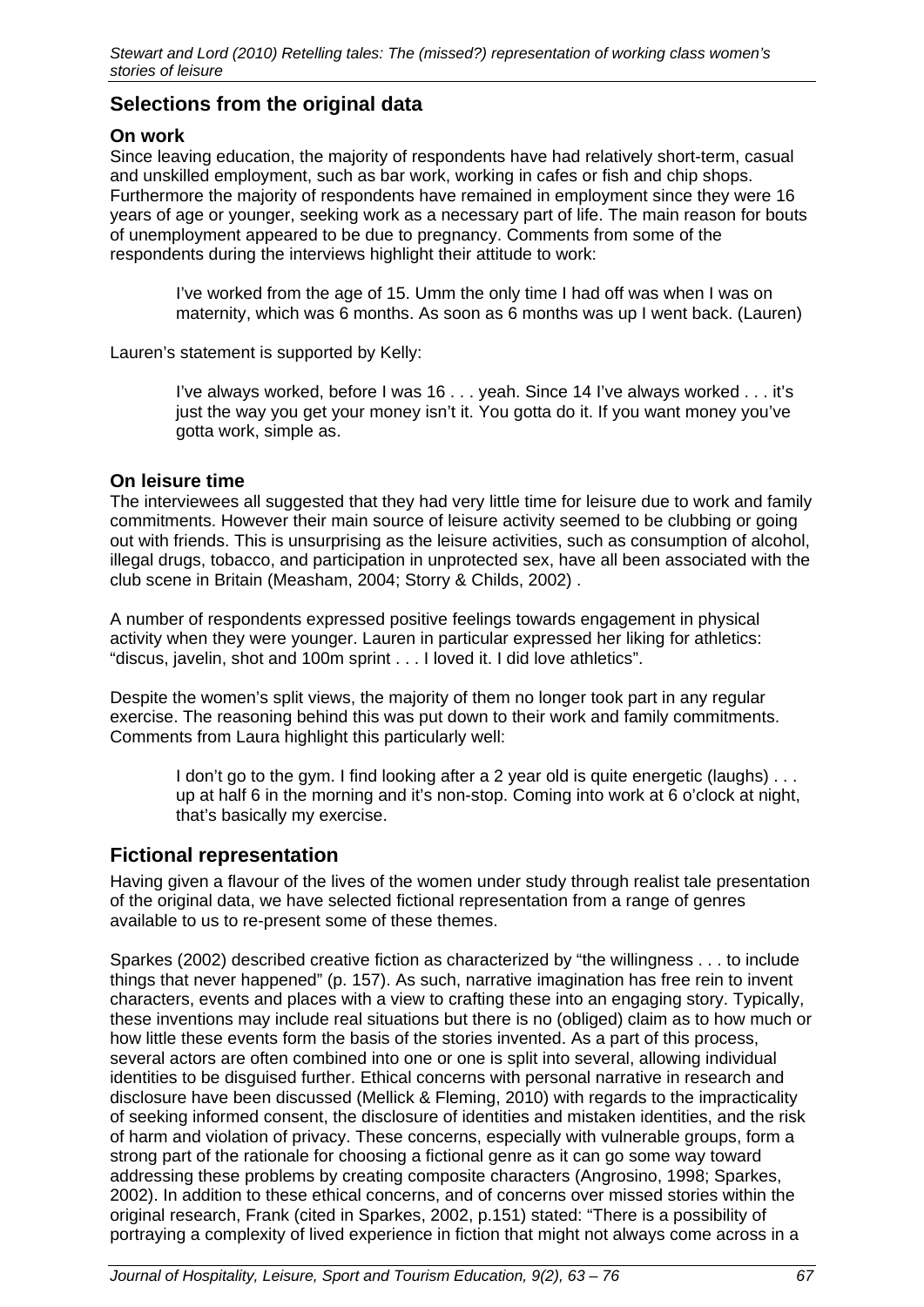## Selections from the original data

### On work

Since leaving education, the majority of respondents have had relatively short-term, casual and unskilled employment, such as bar work, working in cafes or fish and chip shops. Furthermore the majority of respondents have remained in employment since they were 16 years of age or younger, seeking work as a necessary part of life. The main reason for bouts of unemployment appeared to be due to pregnancy. Comments from some of the respondents during the interviews highlight their attitude to work:

> I've worked from the age of 15. Umm the only time I had off was when I was on maternity, which was 6 months. As soon as 6 months was up I went back. (Lauren)

Lauren's statement is supported by Kelly:

> I've always worked, before I was 16 . . . yeah. Since 14 I've always worked . . . it's just the way you get your money isn't it. You gotta do it. If you want money you've gotta work, simple as.

### On leisure time

The interviewees all suggested that they had very little time for leisure due to work and family commitments. However their main source of leisure activity seemed to be clubbing or going out with friends. This is unsurprising as the leisure activities, such as consumption of alcohol, illegal drugs, tobacco, and participation in unprotected sex, have all been associated with the club scene in Britain (Measham, 2004; Storry & Childs, 2002) .

A number of respondents expressed positive feelings towards engagement in physical activity when they were younger. Lauren in particular expressed her liking for athletics: "discus, javelin, shot and 100m sprint . . . I loved it. I did love athletics".

Despite the women's split views, the majority of them no longer took part in any regular exercise. The reasoning behind this was put down to their work and family commitments. Comments from Laura highlight this particularly well:

> I don't go to the gym. I find looking after a 2 year old is quite energetic (laughs) . . . up at half 6 in the morning and it's non-stop. Coming into work at 6 o'clock at night, that's basically my exercise.

## Fictional representation

Having given a flavour of the lives of the women under study through realist tale presentation of the original data, we have selected fictional representation from a range of genres available to us to re-present some of these themes.

Sparkes (2002) described creative fiction as characterized by "the willingness . . . to include things that never happened" (p. 157). As such, narrative imagination has free rein to invent characters, events and places with a view to crafting these into an engaging story. Typically, these inventions may include real situations but there is no (obliged) claim as to how much or how little these events form the basis of the stories invented. As a part of this process, several actors are often combined into one or one is split into several, allowing individual identities to be disguised further. Ethical concerns with personal narrative in research and disclosure have been discussed (Mellick & Fleming, 2010) with regards to the impracticality of seeking informed consent, the disclosure of identities and mistaken identities, and the risk of harm and violation of privacy. These concerns, especially with vulnerable groups, form a strong part of the rationale for choosing a fictional genre as it can go some way toward addressing these problems by creating composite characters (Angrosino, 1998; Sparkes, 2002). In addition to these ethical concerns, and of concerns over missed stories within the original research, Frank (cited in Sparkes, 2002, p.151) stated: "There is a possibility of portraying a complexity of lived experience in fiction that might not always come across in a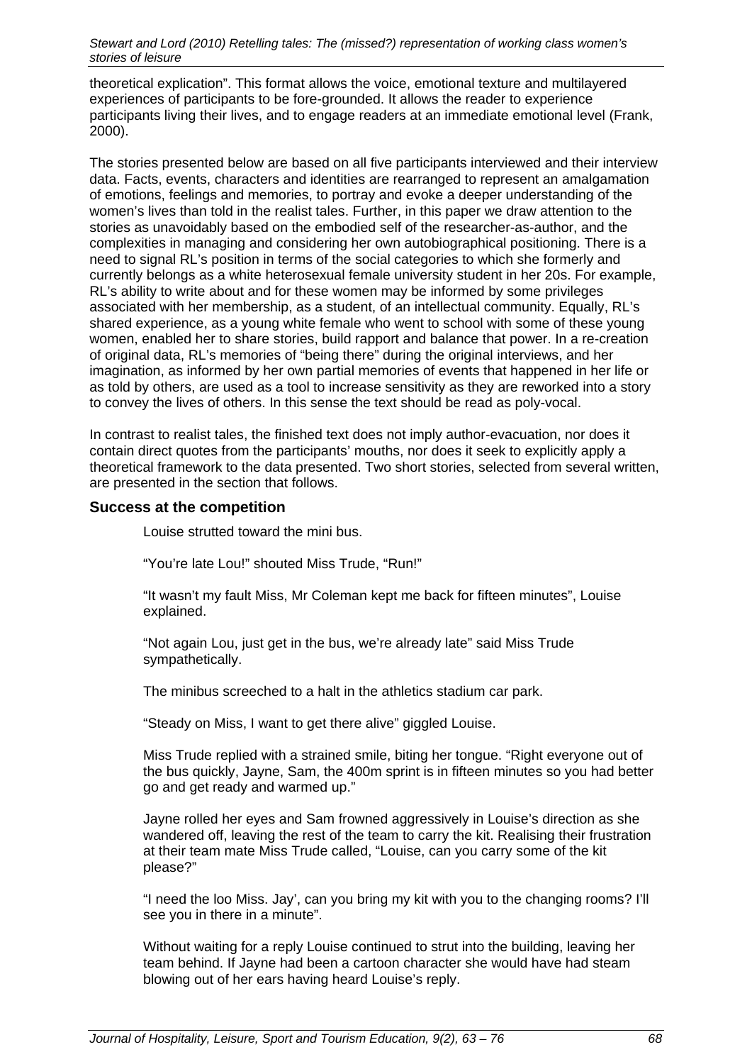theoretical explication". This format allows the voice, emotional texture and multilayered experiences of participants to be fore-grounded. It allows the reader to experience participants living their lives, and to engage readers at an immediate emotional level (Frank, 2000).

The stories presented below are based on all five participants interviewed and their interview data. Facts, events, characters and identities are rearranged to represent an amalgamation of emotions, feelings and memories, to portray and evoke a deeper understanding of the women's lives than told in the realist tales. Further, in this paper we draw attention to the stories as unavoidably based on the embodied self of the researcher-as-author, and the complexities in managing and considering her own autobiographical positioning. There is a need to signal RL's position in terms of the social categories to which she formerly and currently belongs as a white heterosexual female university student in her 20s. For example, RL's ability to write about and for these women may be informed by some privileges associated with her membership, as a student, of an intellectual community. Equally, RL's shared experience, as a young white female who went to school with some of these young women, enabled her to share stories, build rapport and balance that power. In a re-creation of original data, RL's memories of "being there" during the original interviews, and her imagination, as informed by her own partial memories of events that happened in her life or as told by others, are used as a tool to increase sensitivity as they are reworked into a story to convey the lives of others. In this sense the text should be read as poly-vocal.

In contrast to realist tales, the finished text does not imply author-evacuation, nor does it contain direct quotes from the participants' mouths, nor does it seek to explicitly apply a theoretical framework to the data presented. Two short stories, selected from several written, are presented in the section that follows.

### Success at the competition

> Louise strutted toward the mini bus.
>
> "You're late Lou!" shouted Miss Trude, "Run!"
>
> "It wasn't my fault Miss, Mr Coleman kept me back for fifteen minutes", Louise explained.
>
> "Not again Lou, just get in the bus, we're already late" said Miss Trude sympathetically.
>
> The minibus screeched to a halt in the athletics stadium car park.
>
> "Steady on Miss, I want to get there alive" giggled Louise.
>
> Miss Trude replied with a strained smile, biting her tongue. "Right everyone out of the bus quickly, Jayne, Sam, the 400m sprint is in fifteen minutes so you had better go and get ready and warmed up."
>
> Jayne rolled her eyes and Sam frowned aggressively in Louise's direction as she wandered off, leaving the rest of the team to carry the kit. Realising their frustration at their team mate Miss Trude called, "Louise, can you carry some of the kit please?"
>
> "I need the loo Miss. Jay', can you bring my kit with you to the changing rooms? I'll see you in there in a minute".
>
> Without waiting for a reply Louise continued to strut into the building, leaving her team behind. If Jayne had been a cartoon character she would have had steam blowing out of her ears having heard Louise's reply.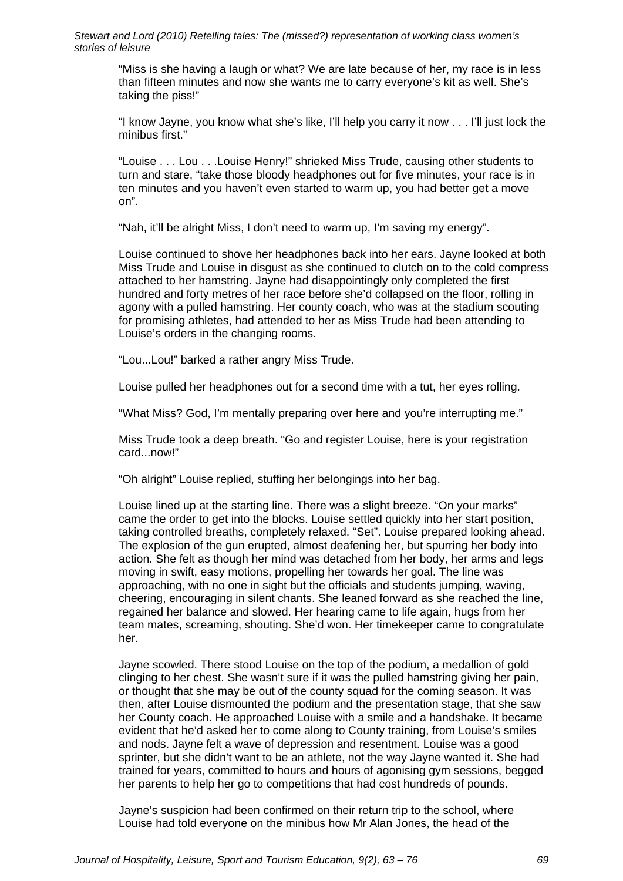"Miss is she having a laugh or what? We are late because of her, my race is in less than fifteen minutes and now she wants me to carry everyone's kit as well. She's taking the piss!"

"I know Jayne, you know what she's like, I'll help you carry it now . . . I'll just lock the minibus first."

"Louise . . . Lou . . .Louise Henry!" shrieked Miss Trude, causing other students to turn and stare, "take those bloody headphones out for five minutes, your race is in ten minutes and you haven't even started to warm up, you had better get a move on".

"Nah, it'll be alright Miss, I don't need to warm up, I'm saving my energy".

Louise continued to shove her headphones back into her ears. Jayne looked at both Miss Trude and Louise in disgust as she continued to clutch on to the cold compress attached to her hamstring. Jayne had disappointingly only completed the first hundred and forty metres of her race before she'd collapsed on the floor, rolling in agony with a pulled hamstring. Her county coach, who was at the stadium scouting for promising athletes, had attended to her as Miss Trude had been attending to Louise's orders in the changing rooms.

"Lou...Lou!" barked a rather angry Miss Trude.

Louise pulled her headphones out for a second time with a tut, her eyes rolling.

"What Miss? God, I'm mentally preparing over here and you're interrupting me."

Miss Trude took a deep breath. "Go and register Louise, here is your registration card...now!"

"Oh alright" Louise replied, stuffing her belongings into her bag.

Louise lined up at the starting line. There was a slight breeze. "On your marks" came the order to get into the blocks. Louise settled quickly into her start position, taking controlled breaths, completely relaxed. "Set". Louise prepared looking ahead. The explosion of the gun erupted, almost deafening her, but spurring her body into action. She felt as though her mind was detached from her body, her arms and legs moving in swift, easy motions, propelling her towards her goal. The line was approaching, with no one in sight but the officials and students jumping, waving, cheering, encouraging in silent chants. She leaned forward as she reached the line, regained her balance and slowed. Her hearing came to life again, hugs from her team mates, screaming, shouting. She'd won. Her timekeeper came to congratulate her.

Jayne scowled. There stood Louise on the top of the podium, a medallion of gold clinging to her chest. She wasn't sure if it was the pulled hamstring giving her pain, or thought that she may be out of the county squad for the coming season. It was then, after Louise dismounted the podium and the presentation stage, that she saw her County coach. He approached Louise with a smile and a handshake. It became evident that he'd asked her to come along to County training, from Louise's smiles and nods. Jayne felt a wave of depression and resentment. Louise was a good sprinter, but she didn't want to be an athlete, not the way Jayne wanted it. She had trained for years, committed to hours and hours of agonising gym sessions, begged her parents to help her go to competitions that had cost hundreds of pounds.

Jayne's suspicion had been confirmed on their return trip to the school, where Louise had told everyone on the minibus how Mr Alan Jones, the head of the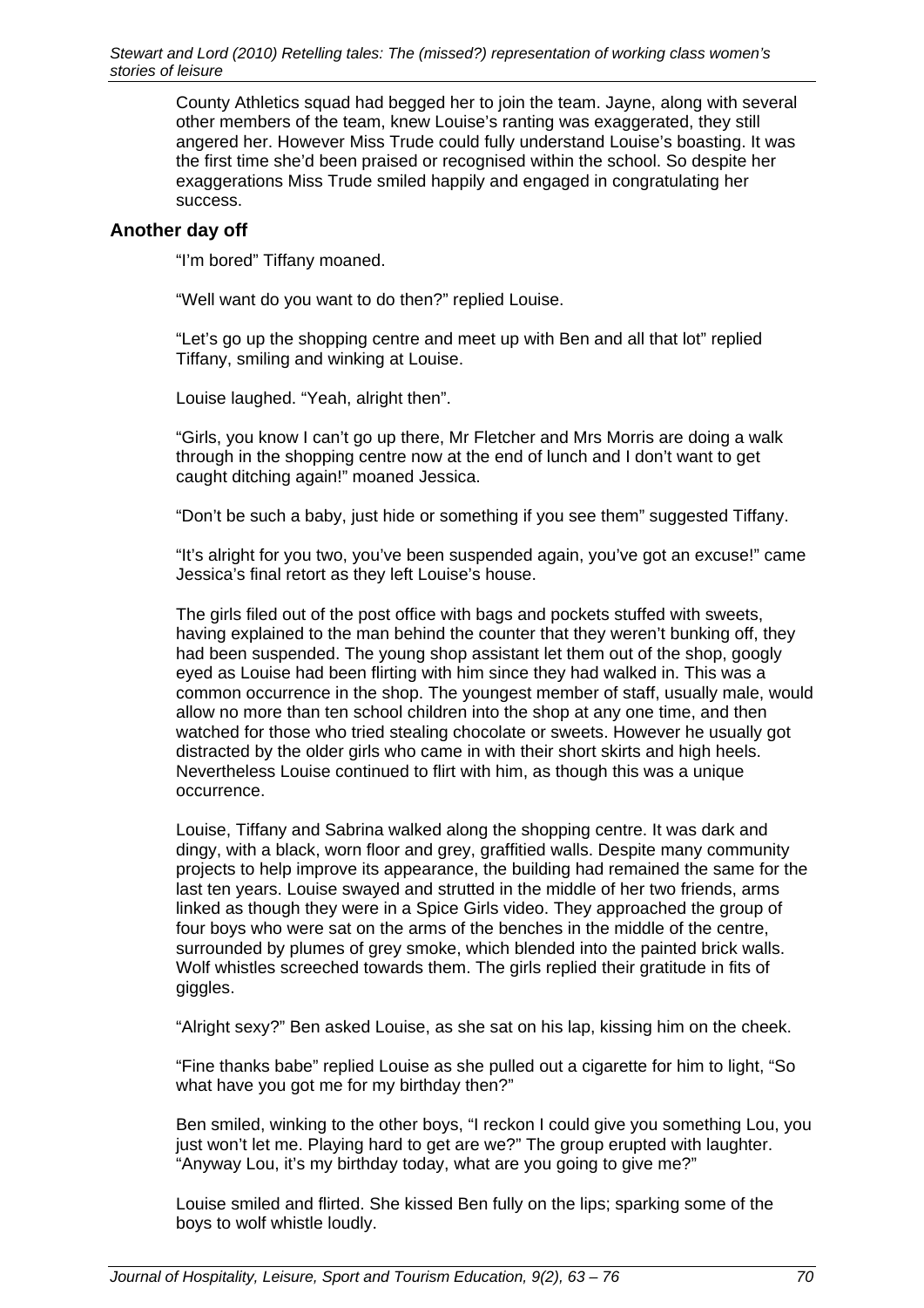County Athletics squad had begged her to join the team. Jayne, along with several other members of the team, knew Louise's ranting was exaggerated, they still angered her. However Miss Trude could fully understand Louise's boasting. It was the first time she'd been praised or recognised within the school. So despite her exaggerations Miss Trude smiled happily and engaged in congratulating her success.

## Another day off

"I'm bored" Tiffany moaned.

"Well want do you want to do then?" replied Louise.

"Let's go up the shopping centre and meet up with Ben and all that lot" replied Tiffany, smiling and winking at Louise.

Louise laughed. "Yeah, alright then".

"Girls, you know I can't go up there, Mr Fletcher and Mrs Morris are doing a walk through in the shopping centre now at the end of lunch and I don't want to get caught ditching again!" moaned Jessica.

"Don't be such a baby, just hide or something if you see them" suggested Tiffany.

"It's alright for you two, you've been suspended again, you've got an excuse!" came Jessica's final retort as they left Louise's house.

The girls filed out of the post office with bags and pockets stuffed with sweets, having explained to the man behind the counter that they weren't bunking off, they had been suspended. The young shop assistant let them out of the shop, googly eyed as Louise had been flirting with him since they had walked in. This was a common occurrence in the shop. The youngest member of staff, usually male, would allow no more than ten school children into the shop at any one time, and then watched for those who tried stealing chocolate or sweets. However he usually got distracted by the older girls who came in with their short skirts and high heels. Nevertheless Louise continued to flirt with him, as though this was a unique occurrence.

Louise, Tiffany and Sabrina walked along the shopping centre. It was dark and dingy, with a black, worn floor and grey, graffitied walls. Despite many community projects to help improve its appearance, the building had remained the same for the last ten years. Louise swayed and strutted in the middle of her two friends, arms linked as though they were in a Spice Girls video. They approached the group of four boys who were sat on the arms of the benches in the middle of the centre, surrounded by plumes of grey smoke, which blended into the painted brick walls. Wolf whistles screeched towards them. The girls replied their gratitude in fits of giggles.

"Alright sexy?" Ben asked Louise, as she sat on his lap, kissing him on the cheek.

"Fine thanks babe" replied Louise as she pulled out a cigarette for him to light, "So what have you got me for my birthday then?"

Ben smiled, winking to the other boys, "I reckon I could give you something Lou, you just won't let me. Playing hard to get are we?" The group erupted with laughter. "Anyway Lou, it's my birthday today, what are you going to give me?"

Louise smiled and flirted. She kissed Ben fully on the lips; sparking some of the boys to wolf whistle loudly.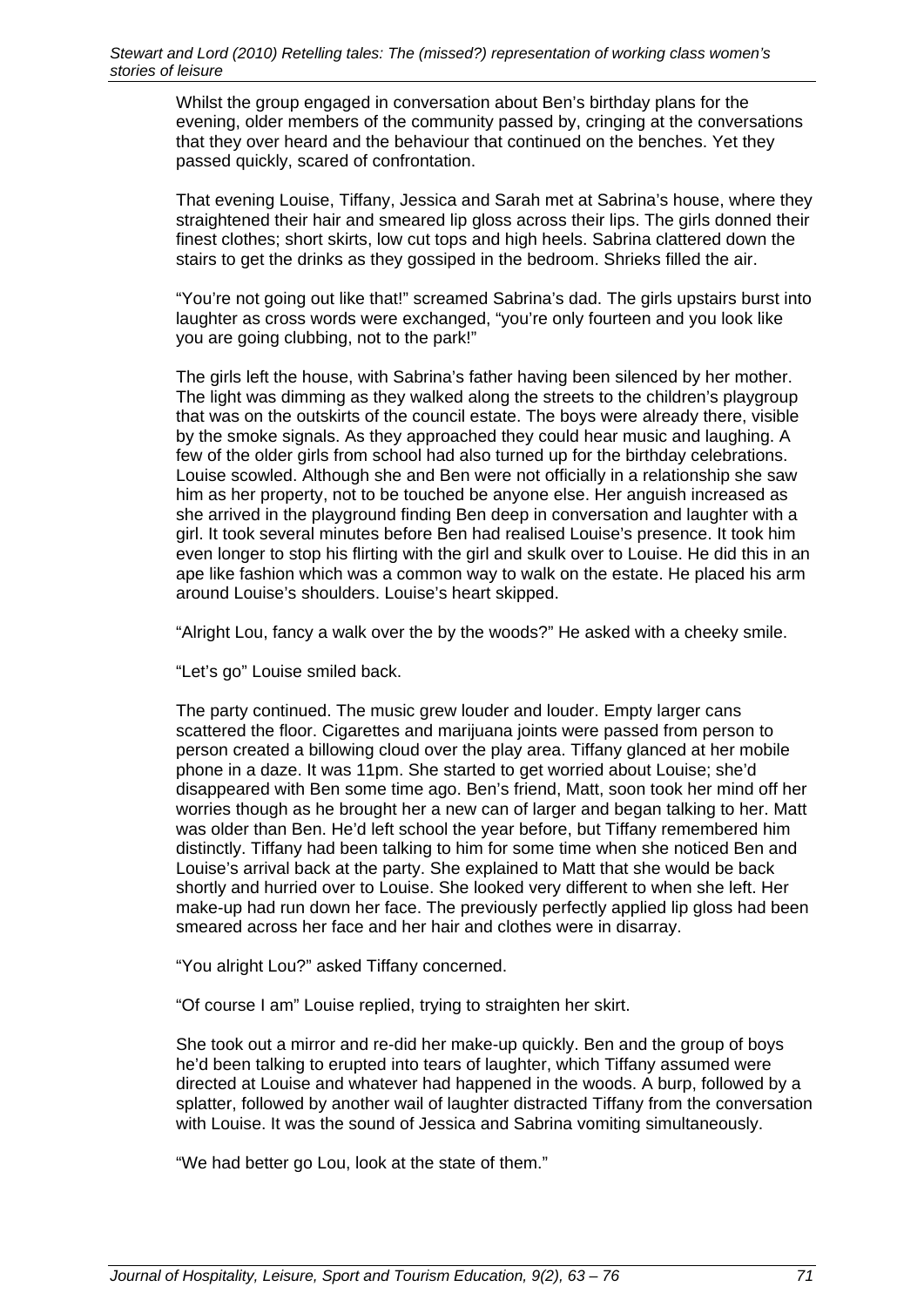Whilst the group engaged in conversation about Ben's birthday plans for the evening, older members of the community passed by, cringing at the conversations that they over heard and the behaviour that continued on the benches. Yet they passed quickly, scared of confrontation.

That evening Louise, Tiffany, Jessica and Sarah met at Sabrina's house, where they straightened their hair and smeared lip gloss across their lips. The girls donned their finest clothes; short skirts, low cut tops and high heels. Sabrina clattered down the stairs to get the drinks as they gossiped in the bedroom. Shrieks filled the air.

"You're not going out like that!" screamed Sabrina's dad. The girls upstairs burst into laughter as cross words were exchanged, "you're only fourteen and you look like you are going clubbing, not to the park!"

The girls left the house, with Sabrina's father having been silenced by her mother. The light was dimming as they walked along the streets to the children's playgroup that was on the outskirts of the council estate. The boys were already there, visible by the smoke signals. As they approached they could hear music and laughing. A few of the older girls from school had also turned up for the birthday celebrations. Louise scowled. Although she and Ben were not officially in a relationship she saw him as her property, not to be touched be anyone else. Her anguish increased as she arrived in the playground finding Ben deep in conversation and laughter with a girl. It took several minutes before Ben had realised Louise's presence. It took him even longer to stop his flirting with the girl and skulk over to Louise. He did this in an ape like fashion which was a common way to walk on the estate. He placed his arm around Louise's shoulders. Louise's heart skipped.

"Alright Lou, fancy a walk over the by the woods?" He asked with a cheeky smile.

"Let's go" Louise smiled back.

The party continued. The music grew louder and louder. Empty larger cans scattered the floor. Cigarettes and marijuana joints were passed from person to person created a billowing cloud over the play area. Tiffany glanced at her mobile phone in a daze. It was 11pm. She started to get worried about Louise; she'd disappeared with Ben some time ago. Ben's friend, Matt, soon took her mind off her worries though as he brought her a new can of larger and began talking to her. Matt was older than Ben. He'd left school the year before, but Tiffany remembered him distinctly. Tiffany had been talking to him for some time when she noticed Ben and Louise's arrival back at the party. She explained to Matt that she would be back shortly and hurried over to Louise. She looked very different to when she left. Her make-up had run down her face. The previously perfectly applied lip gloss had been smeared across her face and her hair and clothes were in disarray.

"You alright Lou?" asked Tiffany concerned.

"Of course I am" Louise replied, trying to straighten her skirt.

She took out a mirror and re-did her make-up quickly. Ben and the group of boys he'd been talking to erupted into tears of laughter, which Tiffany assumed were directed at Louise and whatever had happened in the woods. A burp, followed by a splatter, followed by another wail of laughter distracted Tiffany from the conversation with Louise. It was the sound of Jessica and Sabrina vomiting simultaneously.

"We had better go Lou, look at the state of them."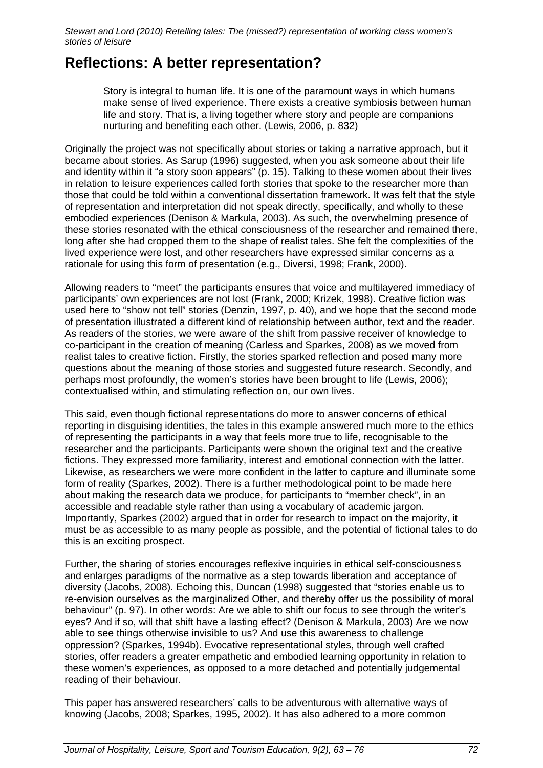## Reflections: A better representation?

> Story is integral to human life. It is one of the paramount ways in which humans make sense of lived experience. There exists a creative symbiosis between human life and story. That is, a living together where story and people are companions nurturing and benefiting each other. (Lewis, 2006, p. 832)

Originally the project was not specifically about stories or taking a narrative approach, but it became about stories. As Sarup (1996) suggested, when you ask someone about their life and identity within it "a story soon appears" (p. 15). Talking to these women about their lives in relation to leisure experiences called forth stories that spoke to the researcher more than those that could be told within a conventional dissertation framework. It was felt that the style of representation and interpretation did not speak directly, specifically, and wholly to these embodied experiences (Denison & Markula, 2003). As such, the overwhelming presence of these stories resonated with the ethical consciousness of the researcher and remained there, long after she had cropped them to the shape of realist tales. She felt the complexities of the lived experience were lost, and other researchers have expressed similar concerns as a rationale for using this form of presentation (e.g., Diversi, 1998; Frank, 2000).

Allowing readers to "meet" the participants ensures that voice and multilayered immediacy of participants' own experiences are not lost (Frank, 2000; Krizek, 1998). Creative fiction was used here to "show not tell" stories (Denzin, 1997, p. 40), and we hope that the second mode of presentation illustrated a different kind of relationship between author, text and the reader. As readers of the stories, we were aware of the shift from passive receiver of knowledge to co-participant in the creation of meaning (Carless and Sparkes, 2008) as we moved from realist tales to creative fiction. Firstly, the stories sparked reflection and posed many more questions about the meaning of those stories and suggested future research. Secondly, and perhaps most profoundly, the women's stories have been brought to life (Lewis, 2006); contextualised within, and stimulating reflection on, our own lives.

This said, even though fictional representations do more to answer concerns of ethical reporting in disguising identities, the tales in this example answered much more to the ethics of representing the participants in a way that feels more true to life, recognisable to the researcher and the participants. Participants were shown the original text and the creative fictions. They expressed more familiarity, interest and emotional connection with the latter. Likewise, as researchers we were more confident in the latter to capture and illuminate some form of reality (Sparkes, 2002). There is a further methodological point to be made here about making the research data we produce, for participants to "member check", in an accessible and readable style rather than using a vocabulary of academic jargon. Importantly, Sparkes (2002) argued that in order for research to impact on the majority, it must be as accessible to as many people as possible, and the potential of fictional tales to do this is an exciting prospect.

Further, the sharing of stories encourages reflexive inquiries in ethical self-consciousness and enlarges paradigms of the normative as a step towards liberation and acceptance of diversity (Jacobs, 2008). Echoing this, Duncan (1998) suggested that "stories enable us to re-envision ourselves as the marginalized Other, and thereby offer us the possibility of moral behaviour" (p. 97). In other words: Are we able to shift our focus to see through the writer's eyes? And if so, will that shift have a lasting effect? (Denison & Markula, 2003) Are we now able to see things otherwise invisible to us? And use this awareness to challenge oppression? (Sparkes, 1994b). Evocative representational styles, through well crafted stories, offer readers a greater empathetic and embodied learning opportunity in relation to these women's experiences, as opposed to a more detached and potentially judgemental reading of their behaviour.

This paper has answered researchers' calls to be adventurous with alternative ways of knowing (Jacobs, 2008; Sparkes, 1995, 2002). It has also adhered to a more common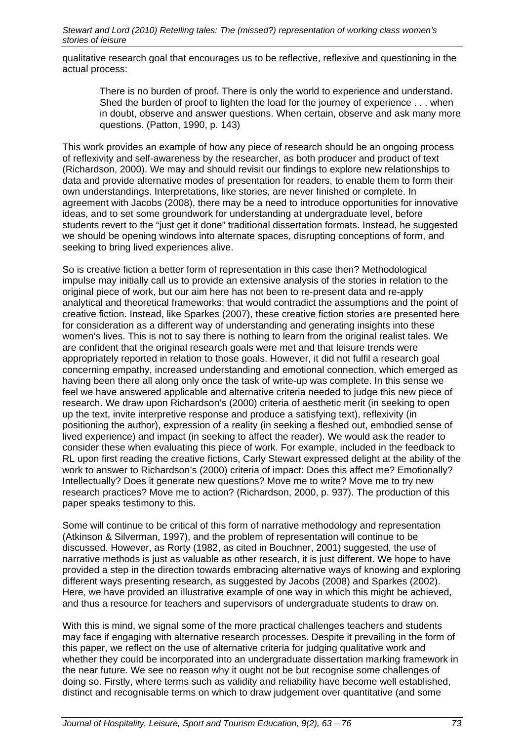qualitative research goal that encourages us to be reflective, reflexive and questioning in the actual process:

> There is no burden of proof. There is only the world to experience and understand. Shed the burden of proof to lighten the load for the journey of experience . . . when in doubt, observe and answer questions. When certain, observe and ask many more questions. (Patton, 1990, p. 143)

This work provides an example of how any piece of research should be an ongoing process of reflexivity and self-awareness by the researcher, as both producer and product of text (Richardson, 2000). We may and should revisit our findings to explore new relationships to data and provide alternative modes of presentation for readers, to enable them to form their own understandings. Interpretations, like stories, are never finished or complete. In agreement with Jacobs (2008), there may be a need to introduce opportunities for innovative ideas, and to set some groundwork for understanding at undergraduate level, before students revert to the "just get it done" traditional dissertation formats. Instead, he suggested we should be opening windows into alternate spaces, disrupting conceptions of form, and seeking to bring lived experiences alive.

So is creative fiction a better form of representation in this case then? Methodological impulse may initially call us to provide an extensive analysis of the stories in relation to the original piece of work, but our aim here has not been to re-present data and re-apply analytical and theoretical frameworks: that would contradict the assumptions and the point of creative fiction. Instead, like Sparkes (2007), these creative fiction stories are presented here for consideration as a different way of understanding and generating insights into these women's lives. This is not to say there is nothing to learn from the original realist tales. We are confident that the original research goals were met and that leisure trends were appropriately reported in relation to those goals. However, it did not fulfil a research goal concerning empathy, increased understanding and emotional connection, which emerged as having been there all along only once the task of write-up was complete. In this sense we feel we have answered applicable and alternative criteria needed to judge this new piece of research. We draw upon Richardson's (2000) criteria of aesthetic merit (in seeking to open up the text, invite interpretive response and produce a satisfying text), reflexivity (in positioning the author), expression of a reality (in seeking a fleshed out, embodied sense of lived experience) and impact (in seeking to affect the reader). We would ask the reader to consider these when evaluating this piece of work. For example, included in the feedback to RL upon first reading the creative fictions, Carly Stewart expressed delight at the ability of the work to answer to Richardson's (2000) criteria of impact: Does this affect me? Emotionally? Intellectually? Does it generate new questions? Move me to write? Move me to try new research practices? Move me to action? (Richardson, 2000, p. 937). The production of this paper speaks testimony to this.

Some will continue to be critical of this form of narrative methodology and representation (Atkinson & Silverman, 1997), and the problem of representation will continue to be discussed. However, as Rorty (1982, as cited in Bouchner, 2001) suggested, the use of narrative methods is just as valuable as other research, it is just different. We hope to have provided a step in the direction towards embracing alternative ways of knowing and exploring different ways presenting research, as suggested by Jacobs (2008) and Sparkes (2002). Here, we have provided an illustrative example of one way in which this might be achieved, and thus a resource for teachers and supervisors of undergraduate students to draw on.

With this is mind, we signal some of the more practical challenges teachers and students may face if engaging with alternative research processes. Despite it prevailing in the form of this paper, we reflect on the use of alternative criteria for judging qualitative work and whether they could be incorporated into an undergraduate dissertation marking framework in the near future. We see no reason why it ought not be but recognise some challenges of doing so. Firstly, where terms such as validity and reliability have become well established, distinct and recognisable terms on which to draw judgement over quantitative (and some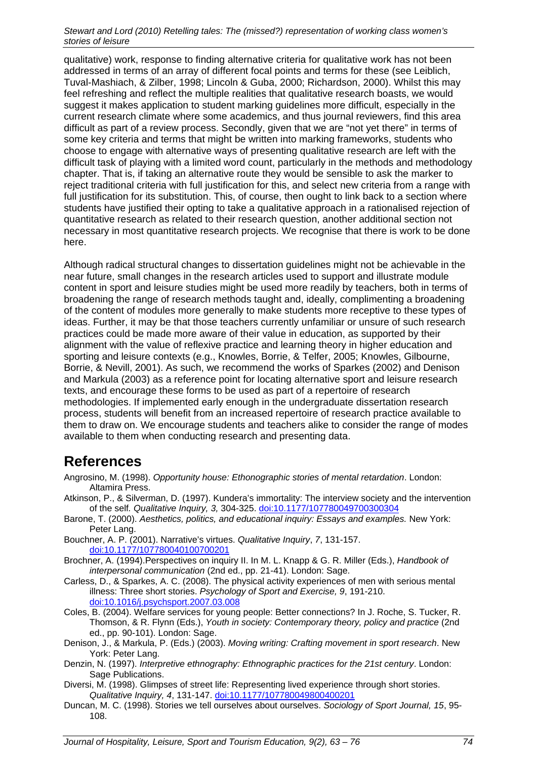qualitative) work, response to finding alternative criteria for qualitative work has not been addressed in terms of an array of different focal points and terms for these (see Leiblich, Tuval-Mashiach, & Zilber, 1998; Lincoln & Guba, 2000; Richardson, 2000). Whilst this may feel refreshing and reflect the multiple realities that qualitative research boasts, we would suggest it makes application to student marking guidelines more difficult, especially in the current research climate where some academics, and thus journal reviewers, find this area difficult as part of a review process. Secondly, given that we are "not yet there" in terms of some key criteria and terms that might be written into marking frameworks, students who choose to engage with alternative ways of presenting qualitative research are left with the difficult task of playing with a limited word count, particularly in the methods and methodology chapter. That is, if taking an alternative route they would be sensible to ask the marker to reject traditional criteria with full justification for this, and select new criteria from a range with full justification for its substitution. This, of course, then ought to link back to a section where students have justified their opting to take a qualitative approach in a rationalised rejection of quantitative research as related to their research question, another additional section not necessary in most quantitative research projects. We recognise that there is work to be done here.

Although radical structural changes to dissertation guidelines might not be achievable in the near future, small changes in the research articles used to support and illustrate module content in sport and leisure studies might be used more readily by teachers, both in terms of broadening the range of research methods taught and, ideally, complimenting a broadening of the content of modules more generally to make students more receptive to these types of ideas. Further, it may be that those teachers currently unfamiliar or unsure of such research practices could be made more aware of their value in education, as supported by their alignment with the value of reflexive practice and learning theory in higher education and sporting and leisure contexts (e.g., Knowles, Borrie, & Telfer, 2005; Knowles, Gilbourne, Borrie, & Nevill, 2001). As such, we recommend the works of Sparkes (2002) and Denison and Markula (2003) as a reference point for locating alternative sport and leisure research texts, and encourage these forms to be used as part of a repertoire of research methodologies. If implemented early enough in the undergraduate dissertation research process, students will benefit from an increased repertoire of research practice available to them to draw on. We encourage students and teachers alike to consider the range of modes available to them when conducting research and presenting data.

# References

Angrosino, M. (1998). *Opportunity house: Ethonographic stories of mental retardation*. London: Altamira Press.

Atkinson, P., & Silverman, D. (1997). Kundera's immortality: The interview society and the intervention of the self. *Qualitative Inquiry, 3,* 304-325. doi:10.1177/107780049700300304

Barone, T. (2000). *Aesthetics, politics, and educational inquiry: Essays and examples.* New York: Peter Lang.

Bouchner, A. P. (2001). Narrative's virtues. *Qualitative Inquiry*, *7*, 131-157. doi:10.1177/107780040100700201

Brochner, A. (1994).Perspectives on inquiry II. In M. L. Knapp & G. R. Miller (Eds.), *Handbook of interpersonal communication* (2nd ed., pp. 21-41). London: Sage.

Carless, D., & Sparkes, A. C. (2008). The physical activity experiences of men with serious mental illness: Three short stories. *Psychology of Sport and Exercise, 9*, 191-210. doi:10.1016/j.psychsport.2007.03.008

Coles, B. (2004). Welfare services for young people: Better connections? In J. Roche, S. Tucker, R. Thomson, & R. Flynn (Eds.), *Youth in society: Contemporary theory, policy and practice* (2nd ed., pp. 90-101). London: Sage.

Denison, J., & Markula, P. (Eds.) (2003). *Moving writing: Crafting movement in sport research*. New York: Peter Lang.

Denzin, N. (1997). *Interpretive ethnography: Ethnographic practices for the 21st century*. London: Sage Publications.

Diversi, M. (1998). Glimpses of street life: Representing lived experience through short stories. *Qualitative Inquiry, 4*, 131-147. doi:10.1177/107780049800400201

Duncan, M. C. (1998). Stories we tell ourselves about ourselves. *Sociology of Sport Journal, 15*, 95-108.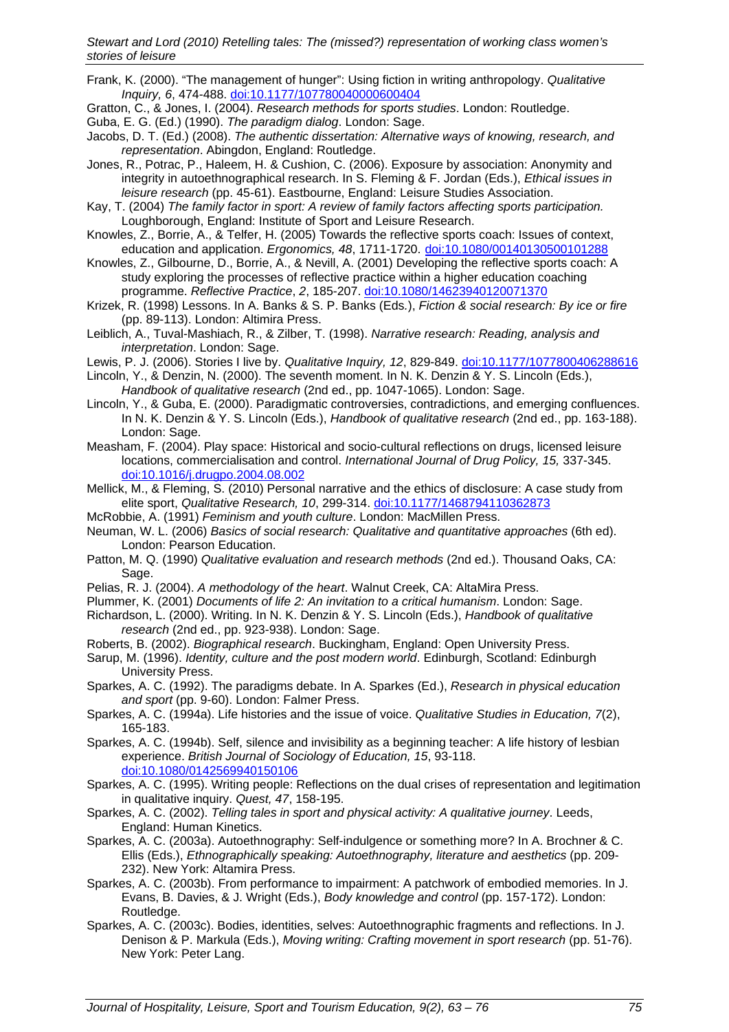Frank, K. (2000). "The management of hunger": Using fiction in writing anthropology. *Qualitative Inquiry, 6*, 474-488. doi:10.1177/107780040000600404

Gratton, C., & Jones, I. (2004). *Research methods for sports studies*. London: Routledge.

Guba, E. G. (Ed.) (1990). *The paradigm dialog*. London: Sage.

Jacobs, D. T. (Ed.) (2008). *The authentic dissertation: Alternative ways of knowing, research, and representation*. Abingdon, England: Routledge.

Jones, R., Potrac, P., Haleem, H. & Cushion, C. (2006). Exposure by association: Anonymity and integrity in autoethnographical research. In S. Fleming & F. Jordan (Eds.), *Ethical issues in leisure research* (pp. 45-61). Eastbourne, England: Leisure Studies Association.

Kay, T. (2004) *The family factor in sport: A review of family factors affecting sports participation.* Loughborough, England: Institute of Sport and Leisure Research.

Knowles, Z., Borrie, A., & Telfer, H. (2005) Towards the reflective sports coach: Issues of context, education and application. *Ergonomics, 48*, 1711-1720. doi:10.1080/00140130500101288

Knowles, Z., Gilbourne, D., Borrie, A., & Nevill, A. (2001) Developing the reflective sports coach: A study exploring the processes of reflective practice within a higher education coaching programme. *Reflective Practice*, *2*, 185-207. doi:10.1080/14623940120071370

Krizek, R. (1998) Lessons. In A. Banks & S. P. Banks (Eds.), *Fiction & social research: By ice or fire* (pp. 89-113). London: Altimira Press.

Leiblich, A., Tuval-Mashiach, R., & Zilber, T. (1998). *Narrative research: Reading, analysis and interpretation*. London: Sage.

Lewis, P. J. (2006). Stories I live by. *Qualitative Inquiry, 12*, 829-849. doi:10.1177/1077800406288616

Lincoln, Y., & Denzin, N. (2000). The seventh moment. In N. K. Denzin & Y. S. Lincoln (Eds.), *Handbook of qualitative research* (2nd ed., pp. 1047-1065). London: Sage.

Lincoln, Y., & Guba, E. (2000). Paradigmatic controversies, contradictions, and emerging confluences. In N. K. Denzin & Y. S. Lincoln (Eds.), *Handbook of qualitative research* (2nd ed., pp. 163-188). London: Sage.

Measham, F. (2004). Play space: Historical and socio-cultural reflections on drugs, licensed leisure locations, commercialisation and control. *International Journal of Drug Policy, 15,* 337-345. doi:10.1016/j.drugpo.2004.08.002

Mellick, M., & Fleming, S. (2010) Personal narrative and the ethics of disclosure: A case study from elite sport, *Qualitative Research, 10*, 299-314. doi:10.1177/1468794110362873

McRobbie, A. (1991) *Feminism and youth culture*. London: MacMillen Press.

Neuman, W. L. (2006) *Basics of social research: Qualitative and quantitative approaches* (6th ed). London: Pearson Education.

Patton, M. Q. (1990) *Qualitative evaluation and research methods* (2nd ed.). Thousand Oaks, CA: Sage.

Pelias, R. J. (2004). *A methodology of the heart*. Walnut Creek, CA: AltaMira Press.

Plummer, K. (2001) *Documents of life 2: An invitation to a critical humanism*. London: Sage.

Richardson, L. (2000). Writing. In N. K. Denzin & Y. S. Lincoln (Eds.), *Handbook of qualitative research* (2nd ed., pp. 923-938). London: Sage.

Roberts, B. (2002). *Biographical research*. Buckingham, England: Open University Press.

Sarup, M. (1996). *Identity, culture and the post modern world*. Edinburgh, Scotland: Edinburgh University Press.

Sparkes, A. C. (1992). The paradigms debate. In A. Sparkes (Ed.), *Research in physical education and sport* (pp. 9-60). London: Falmer Press.

Sparkes, A. C. (1994a). Life histories and the issue of voice. *Qualitative Studies in Education, 7*(2), 165-183.

Sparkes, A. C. (1994b). Self, silence and invisibility as a beginning teacher: A life history of lesbian experience. *British Journal of Sociology of Education, 15*, 93-118. doi:10.1080/0142569940150106

Sparkes, A. C. (1995). Writing people: Reflections on the dual crises of representation and legitimation in qualitative inquiry. *Quest, 47*, 158-195.

Sparkes, A. C. (2002). *Telling tales in sport and physical activity: A qualitative journey*. Leeds, England: Human Kinetics.

Sparkes, A. C. (2003a). Autoethnography: Self-indulgence or something more? In A. Brochner & C. Ellis (Eds.), *Ethnographically speaking: Autoethnography, literature and aesthetics* (pp. 209-232). New York: Altamira Press.

Sparkes, A. C. (2003b). From performance to impairment: A patchwork of embodied memories. In J. Evans, B. Davies, & J. Wright (Eds.), *Body knowledge and control* (pp. 157-172). London: Routledge.

Sparkes, A. C. (2003c). Bodies, identities, selves: Autoethnographic fragments and reflections. In J. Denison & P. Markula (Eds.), *Moving writing: Crafting movement in sport research* (pp. 51-76). New York: Peter Lang.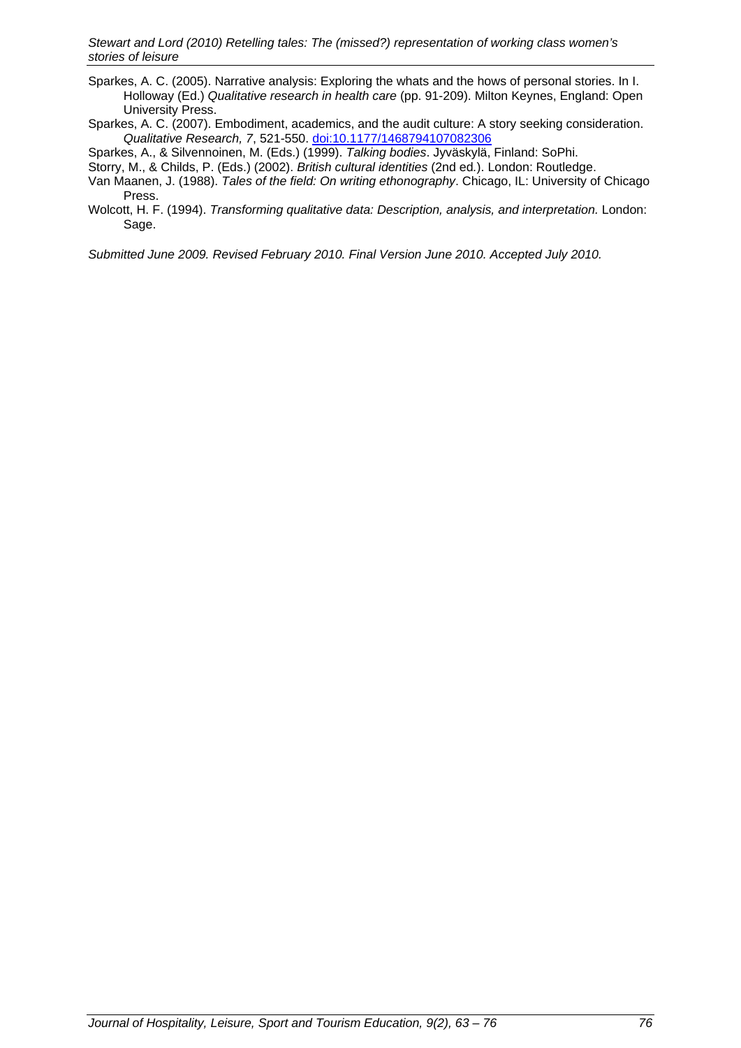Sparkes, A. C. (2005). Narrative analysis: Exploring the whats and the hows of personal stories. In I. Holloway (Ed.) *Qualitative research in health care* (pp. 91-209). Milton Keynes, England: Open University Press.

Sparkes, A. C. (2007). Embodiment, academics, and the audit culture: A story seeking consideration. *Qualitative Research, 7*, 521-550. doi:10.1177/1468794107082306

Sparkes, A., & Silvennoinen, M. (Eds.) (1999). *Talking bodies*. Jyväskylä, Finland: SoPhi.

Storry, M., & Childs, P. (Eds.) (2002). *British cultural identities* (2nd ed.). London: Routledge.

Van Maanen, J. (1988). *Tales of the field: On writing ethonography*. Chicago, IL: University of Chicago Press.

Wolcott, H. F. (1994). *Transforming qualitative data: Description, analysis, and interpretation.* London: Sage.

*Submitted June 2009. Revised February 2010. Final Version June 2010. Accepted July 2010.*